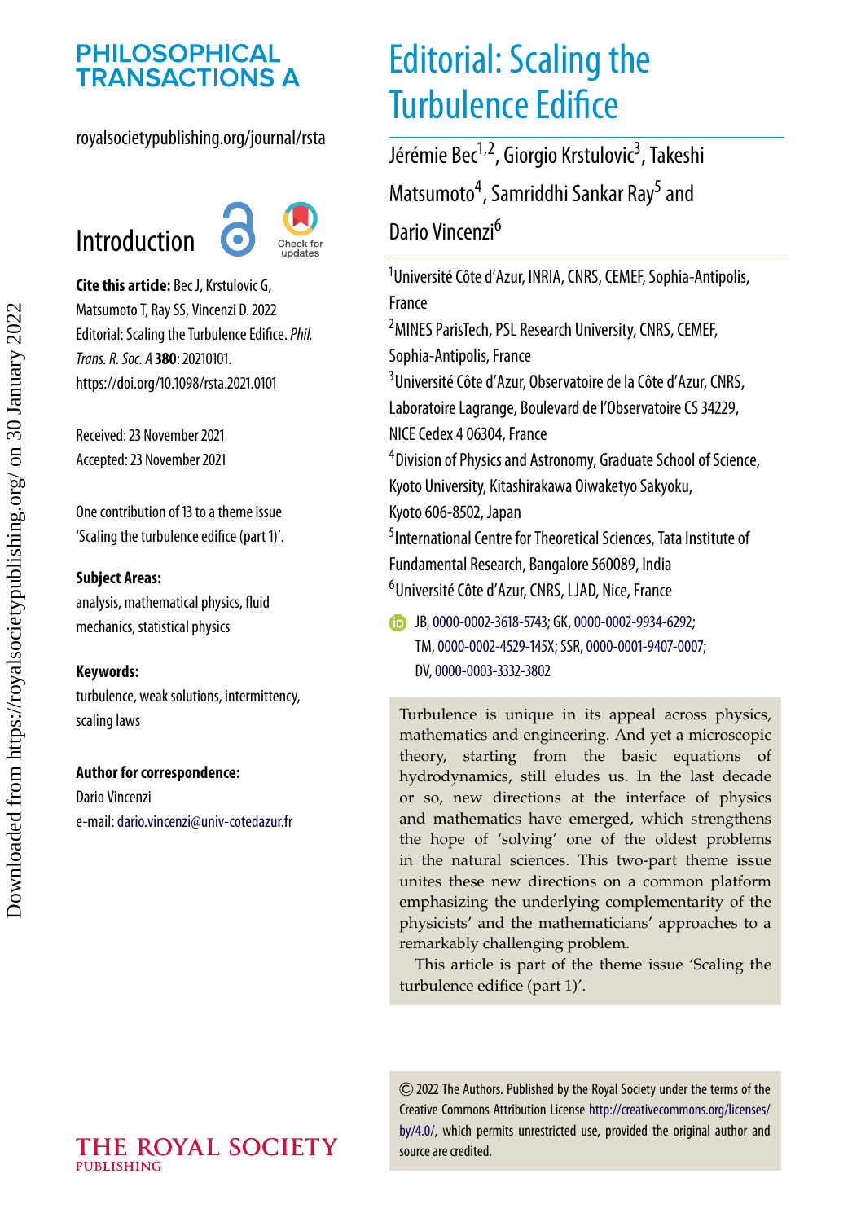# Editorial: Scaling the Turbulence Edifice

Jérémie Bec[1,2], Giorgio Krstulovic[3], Takeshi Matsumoto[4], Samriddhi Sankar Ray[5] and Dario Vincenzi[6]

[1]Université Côte d'Azur, INRIA, CNRS, CEMEF, Sophia-Antipolis, France

[2]MINES ParisTech, PSL Research University, CNRS, CEMEF, Sophia-Antipolis, France

[3]Université Côte d'Azur, Observatoire de la Côte d'Azur, CNRS, Laboratoire Lagrange, Boulevard de l'Observatoire CS 34229, NICE Cedex 4 06304, France

[4]Division of Physics and Astronomy, Graduate School of Science, Kyoto University, Kitashirakawa Oiwaketyo Sakyoku, Kyoto 606-8502, Japan

[5]International Centre for Theoretical Sciences, Tata Institute of Fundamental Research, Bangalore 560089, India

[6]Université Côte d'Azur, CNRS, LJAD, Nice, France

JB, 0000-0002-3618-5743; GK, 0000-0002-9934-6292; TM, 0000-0002-4529-145X; SSR, 0000-0001-9407-0007; DV, 0000-0003-3332-3802

## Introduction

**Cite this article:** Bec J, Krstulovic G, Matsumoto T, Ray SS, Vincenzi D. 2022 Editorial: Scaling the Turbulence Edifice. *Phil. Trans. R. Soc. A* **380**: 20210101. https://doi.org/10.1098/rsta.2021.0101

Received: 23 November 2021
Accepted: 23 November 2021

One contribution of 13 to a theme issue 'Scaling the turbulence edifice (part 1)'.

**Subject Areas:**
analysis, mathematical physics, fluid mechanics, statistical physics

**Keywords:**
turbulence, weak solutions, intermittency, scaling laws

**Author for correspondence:**
Dario Vincenzi
e-mail: dario.vincenzi@univ-cotedazur.fr

Turbulence is unique in its appeal across physics, mathematics and engineering. And yet a microscopic theory, starting from the basic equations of hydrodynamics, still eludes us. In the last decade or so, new directions at the interface of physics and mathematics have emerged, which strengthens the hope of 'solving' one of the oldest problems in the natural sciences. This two-part theme issue unites these new directions on a common platform emphasizing the underlying complementarity of the physicists' and the mathematicians' approaches to a remarkably challenging problem.

This article is part of the theme issue 'Scaling the turbulence edifice (part 1)'.

© 2022 The Authors. Published by the Royal Society under the terms of the Creative Commons Attribution License http://creativecommons.org/licenses/by/4.0/, which permits unrestricted use, provided the original author and source are credited.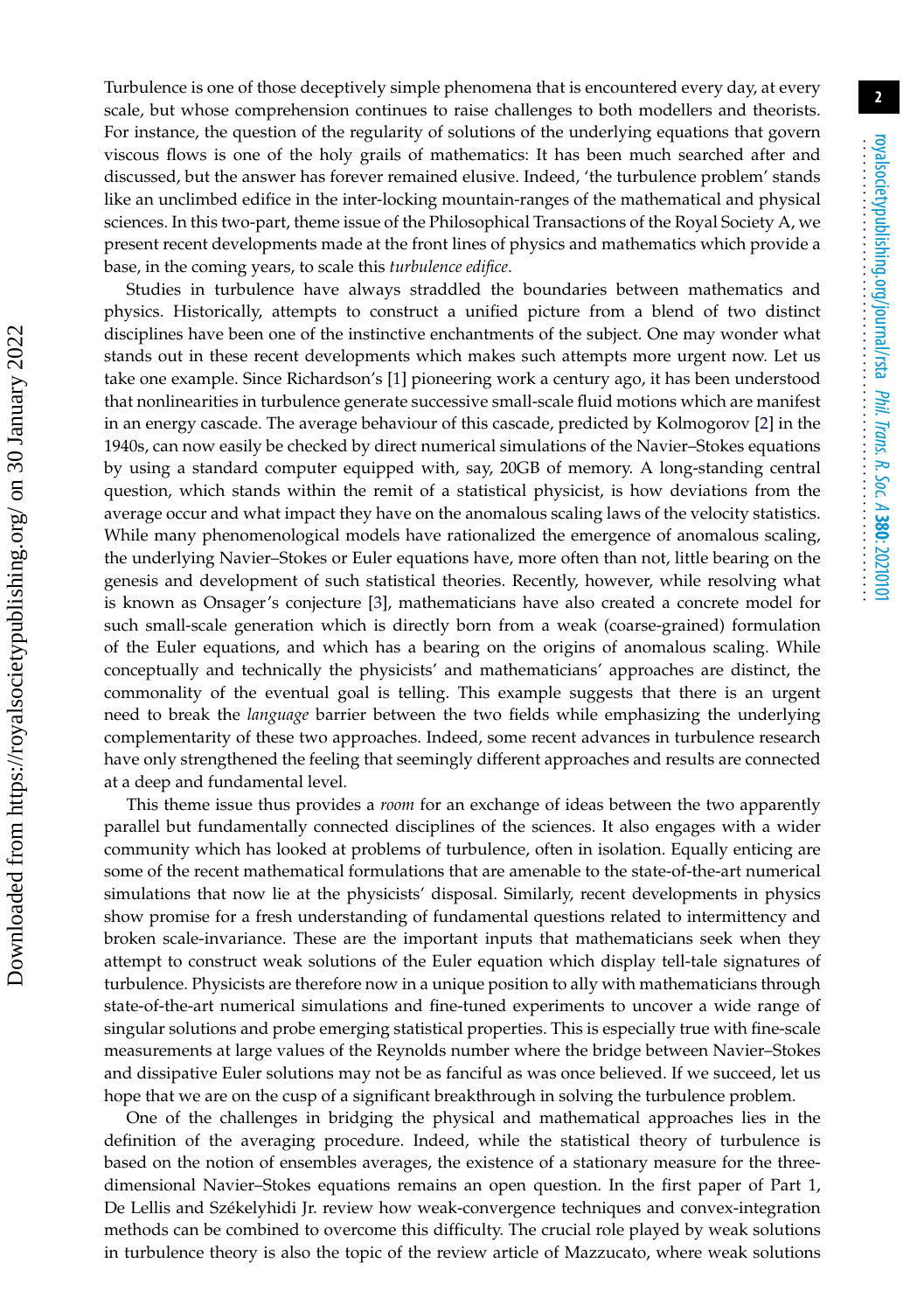Turbulence is one of those deceptively simple phenomena that is encountered every day, at every scale, but whose comprehension continues to raise challenges to both modellers and theorists. For instance, the question of the regularity of solutions of the underlying equations that govern viscous flows is one of the holy grails of mathematics: It has been much searched after and discussed, but the answer has forever remained elusive. Indeed, 'the turbulence problem' stands like an unclimbed edifice in the inter-locking mountain-ranges of the mathematical and physical sciences. In this two-part, theme issue of the Philosophical Transactions of the Royal Society A, we present recent developments made at the front lines of physics and mathematics which provide a base, in the coming years, to scale this *turbulence edifice*.

Studies in turbulence have always straddled the boundaries between mathematics and physics. Historically, attempts to construct a unified picture from a blend of two distinct disciplines have been one of the instinctive enchantments of the subject. One may wonder what stands out in these recent developments which makes such attempts more urgent now. Let us take one example. Since Richardson's [1] pioneering work a century ago, it has been understood that nonlinearities in turbulence generate successive small-scale fluid motions which are manifest in an energy cascade. The average behaviour of this cascade, predicted by Kolmogorov [2] in the 1940s, can now easily be checked by direct numerical simulations of the Navier–Stokes equations by using a standard computer equipped with, say, 20GB of memory. A long-standing central question, which stands within the remit of a statistical physicist, is how deviations from the average occur and what impact they have on the anomalous scaling laws of the velocity statistics. While many phenomenological models have rationalized the emergence of anomalous scaling, the underlying Navier–Stokes or Euler equations have, more often than not, little bearing on the genesis and development of such statistical theories. Recently, however, while resolving what is known as Onsager's conjecture [3], mathematicians have also created a concrete model for such small-scale generation which is directly born from a weak (coarse-grained) formulation of the Euler equations, and which has a bearing on the origins of anomalous scaling. While conceptually and technically the physicists' and mathematicians' approaches are distinct, the commonality of the eventual goal is telling. This example suggests that there is an urgent need to break the *language* barrier between the two fields while emphasizing the underlying complementarity of these two approaches. Indeed, some recent advances in turbulence research have only strengthened the feeling that seemingly different approaches and results are connected at a deep and fundamental level.

This theme issue thus provides a *room* for an exchange of ideas between the two apparently parallel but fundamentally connected disciplines of the sciences. It also engages with a wider community which has looked at problems of turbulence, often in isolation. Equally enticing are some of the recent mathematical formulations that are amenable to the state-of-the-art numerical simulations that now lie at the physicists' disposal. Similarly, recent developments in physics show promise for a fresh understanding of fundamental questions related to intermittency and broken scale-invariance. These are the important inputs that mathematicians seek when they attempt to construct weak solutions of the Euler equation which display tell-tale signatures of turbulence. Physicists are therefore now in a unique position to ally with mathematicians through state-of-the-art numerical simulations and fine-tuned experiments to uncover a wide range of singular solutions and probe emerging statistical properties. This is especially true with fine-scale measurements at large values of the Reynolds number where the bridge between Navier–Stokes and dissipative Euler solutions may not be as fanciful as was once believed. If we succeed, let us hope that we are on the cusp of a significant breakthrough in solving the turbulence problem.

One of the challenges in bridging the physical and mathematical approaches lies in the definition of the averaging procedure. Indeed, while the statistical theory of turbulence is based on the notion of ensembles averages, the existence of a stationary measure for the three-dimensional Navier–Stokes equations remains an open question. In the first paper of Part 1, De Lellis and Székelyhidi Jr. review how weak-convergence techniques and convex-integration methods can be combined to overcome this difficulty. The crucial role played by weak solutions in turbulence theory is also the topic of the review article of Mazzucato, where weak solutions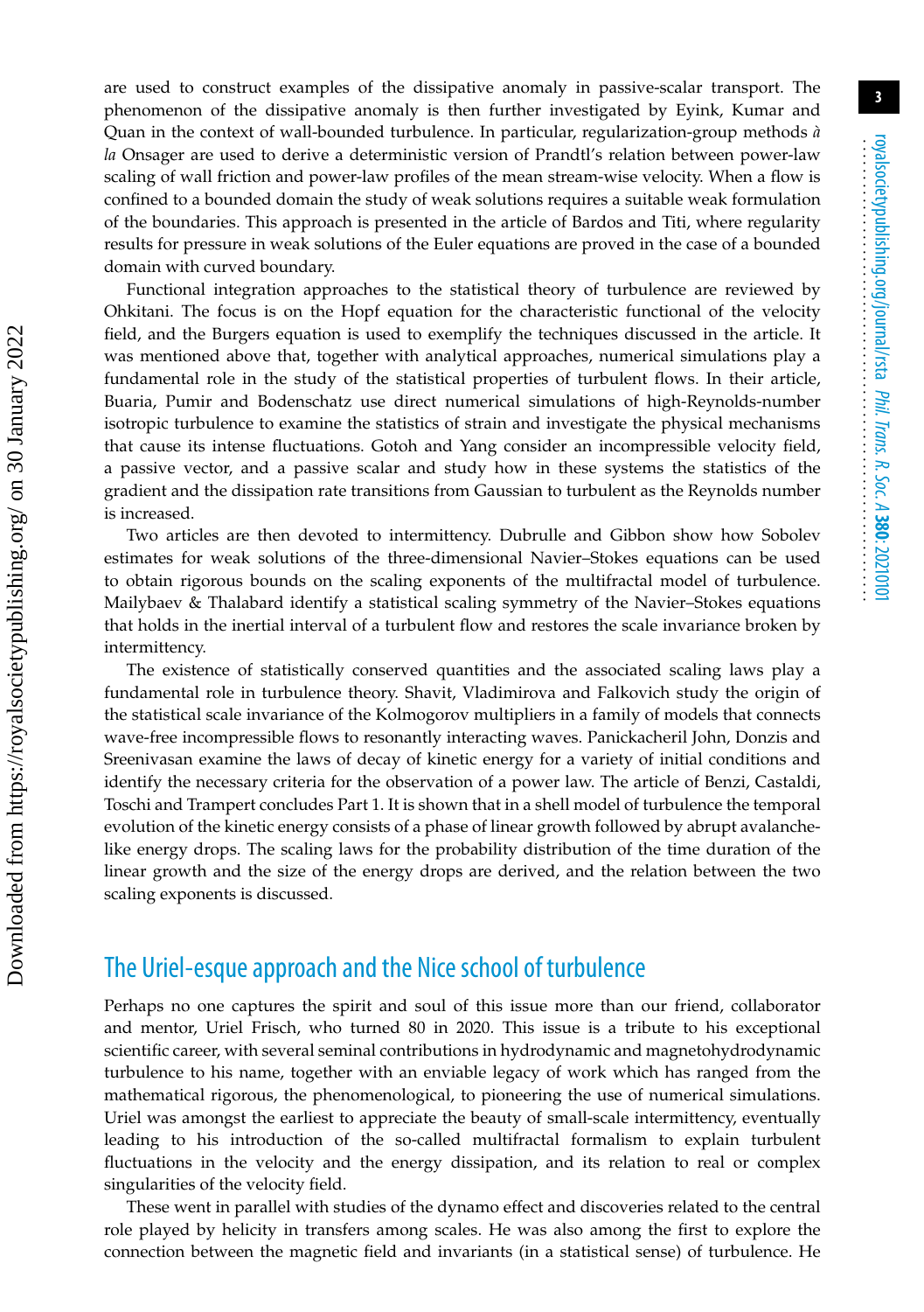are used to construct examples of the dissipative anomaly in passive-scalar transport. The phenomenon of the dissipative anomaly is then further investigated by Eyink, Kumar and Quan in the context of wall-bounded turbulence. In particular, regularization-group methods *à la* Onsager are used to derive a deterministic version of Prandtl's relation between power-law scaling of wall friction and power-law profiles of the mean stream-wise velocity. When a flow is confined to a bounded domain the study of weak solutions requires a suitable weak formulation of the boundaries. This approach is presented in the article of Bardos and Titi, where regularity results for pressure in weak solutions of the Euler equations are proved in the case of a bounded domain with curved boundary.

Functional integration approaches to the statistical theory of turbulence are reviewed by Ohkitani. The focus is on the Hopf equation for the characteristic functional of the velocity field, and the Burgers equation is used to exemplify the techniques discussed in the article. It was mentioned above that, together with analytical approaches, numerical simulations play a fundamental role in the study of the statistical properties of turbulent flows. In their article, Buaria, Pumir and Bodenschatz use direct numerical simulations of high-Reynolds-number isotropic turbulence to examine the statistics of strain and investigate the physical mechanisms that cause its intense fluctuations. Gotoh and Yang consider an incompressible velocity field, a passive vector, and a passive scalar and study how in these systems the statistics of the gradient and the dissipation rate transitions from Gaussian to turbulent as the Reynolds number is increased.

Two articles are then devoted to intermittency. Dubrulle and Gibbon show how Sobolev estimates for weak solutions of the three-dimensional Navier–Stokes equations can be used to obtain rigorous bounds on the scaling exponents of the multifractal model of turbulence. Mailybaev & Thalabard identify a statistical scaling symmetry of the Navier–Stokes equations that holds in the inertial interval of a turbulent flow and restores the scale invariance broken by intermittency.

The existence of statistically conserved quantities and the associated scaling laws play a fundamental role in turbulence theory. Shavit, Vladimirova and Falkovich study the origin of the statistical scale invariance of the Kolmogorov multipliers in a family of models that connects wave-free incompressible flows to resonantly interacting waves. Panickacheril John, Donzis and Sreenivasan examine the laws of decay of kinetic energy for a variety of initial conditions and identify the necessary criteria for the observation of a power law. The article of Benzi, Castaldi, Toschi and Trampert concludes Part 1. It is shown that in a shell model of turbulence the temporal evolution of the kinetic energy consists of a phase of linear growth followed by abrupt avalanche-like energy drops. The scaling laws for the probability distribution of the time duration of the linear growth and the size of the energy drops are derived, and the relation between the two scaling exponents is discussed.

## The Uriel-esque approach and the Nice school of turbulence

Perhaps no one captures the spirit and soul of this issue more than our friend, collaborator and mentor, Uriel Frisch, who turned 80 in 2020. This issue is a tribute to his exceptional scientific career, with several seminal contributions in hydrodynamic and magnetohydrodynamic turbulence to his name, together with an enviable legacy of work which has ranged from the mathematical rigorous, the phenomenological, to pioneering the use of numerical simulations. Uriel was amongst the earliest to appreciate the beauty of small-scale intermittency, eventually leading to his introduction of the so-called multifractal formalism to explain turbulent fluctuations in the velocity and the energy dissipation, and its relation to real or complex singularities of the velocity field.

These went in parallel with studies of the dynamo effect and discoveries related to the central role played by helicity in transfers among scales. He was also among the first to explore the connection between the magnetic field and invariants (in a statistical sense) of turbulence. He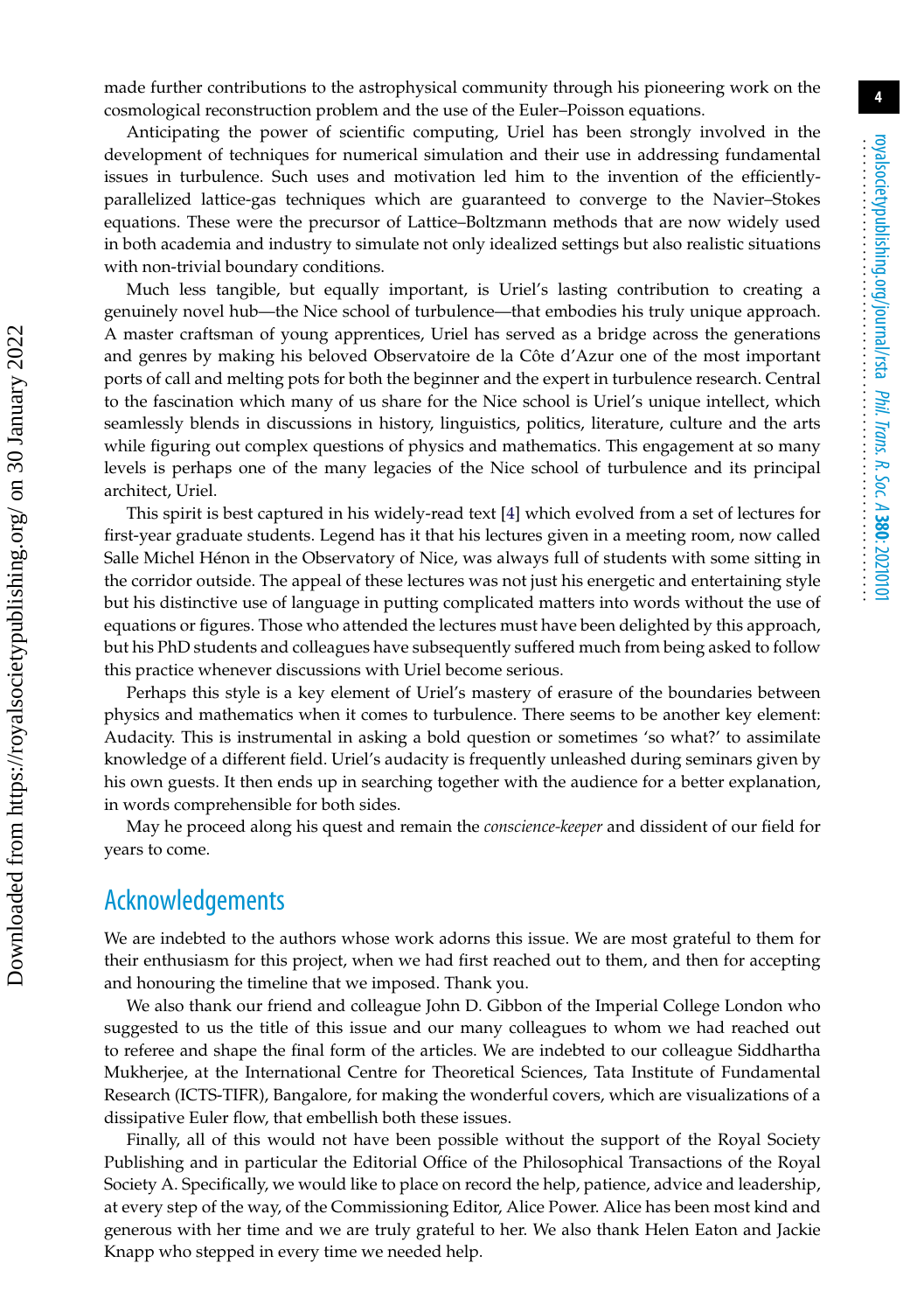made further contributions to the astrophysical community through his pioneering work on the cosmological reconstruction problem and the use of the Euler–Poisson equations.

Anticipating the power of scientific computing, Uriel has been strongly involved in the development of techniques for numerical simulation and their use in addressing fundamental issues in turbulence. Such uses and motivation led him to the invention of the efficiently-parallelized lattice-gas techniques which are guaranteed to converge to the Navier–Stokes equations. These were the precursor of Lattice–Boltzmann methods that are now widely used in both academia and industry to simulate not only idealized settings but also realistic situations with non-trivial boundary conditions.

Much less tangible, but equally important, is Uriel's lasting contribution to creating a genuinely novel hub—the Nice school of turbulence—that embodies his truly unique approach. A master craftsman of young apprentices, Uriel has served as a bridge across the generations and genres by making his beloved Observatoire de la Côte d'Azur one of the most important ports of call and melting pots for both the beginner and the expert in turbulence research. Central to the fascination which many of us share for the Nice school is Uriel's unique intellect, which seamlessly blends in discussions in history, linguistics, politics, literature, culture and the arts while figuring out complex questions of physics and mathematics. This engagement at so many levels is perhaps one of the many legacies of the Nice school of turbulence and its principal architect, Uriel.

This spirit is best captured in his widely-read text [4] which evolved from a set of lectures for first-year graduate students. Legend has it that his lectures given in a meeting room, now called Salle Michel Hénon in the Observatory of Nice, was always full of students with some sitting in the corridor outside. The appeal of these lectures was not just his energetic and entertaining style but his distinctive use of language in putting complicated matters into words without the use of equations or figures. Those who attended the lectures must have been delighted by this approach, but his PhD students and colleagues have subsequently suffered much from being asked to follow this practice whenever discussions with Uriel become serious.

Perhaps this style is a key element of Uriel's mastery of erasure of the boundaries between physics and mathematics when it comes to turbulence. There seems to be another key element: Audacity. This is instrumental in asking a bold question or sometimes 'so what?' to assimilate knowledge of a different field. Uriel's audacity is frequently unleashed during seminars given by his own guests. It then ends up in searching together with the audience for a better explanation, in words comprehensible for both sides.

May he proceed along his quest and remain the *conscience-keeper* and dissident of our field for years to come.

## Acknowledgements

We are indebted to the authors whose work adorns this issue. We are most grateful to them for their enthusiasm for this project, when we had first reached out to them, and then for accepting and honouring the timeline that we imposed. Thank you.

We also thank our friend and colleague John D. Gibbon of the Imperial College London who suggested to us the title of this issue and our many colleagues to whom we had reached out to referee and shape the final form of the articles. We are indebted to our colleague Siddhartha Mukherjee, at the International Centre for Theoretical Sciences, Tata Institute of Fundamental Research (ICTS-TIFR), Bangalore, for making the wonderful covers, which are visualizations of a dissipative Euler flow, that embellish both these issues.

Finally, all of this would not have been possible without the support of the Royal Society Publishing and in particular the Editorial Office of the Philosophical Transactions of the Royal Society A. Specifically, we would like to place on record the help, patience, advice and leadership, at every step of the way, of the Commissioning Editor, Alice Power. Alice has been most kind and generous with her time and we are truly grateful to her. We also thank Helen Eaton and Jackie Knapp who stepped in every time we needed help.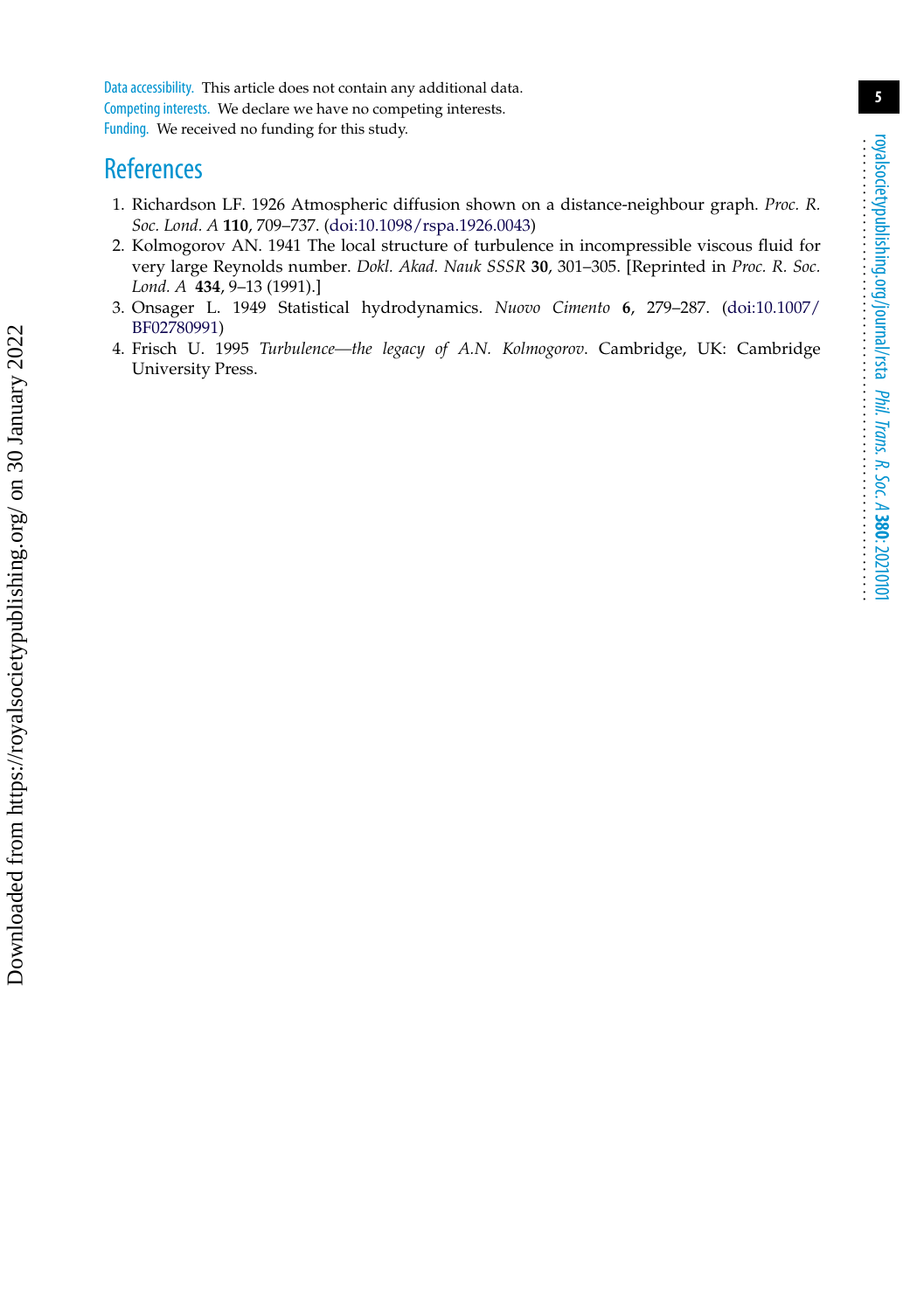Data accessibility. This article does not contain any additional data.

Competing interests. We declare we have no competing interests.

Funding. We received no funding for this study.

## References

1. Richardson LF. 1926 Atmospheric diffusion shown on a distance-neighbour graph. *Proc. R. Soc. Lond. A* **110**, 709–737. (doi:10.1098/rspa.1926.0043)
2. Kolmogorov AN. 1941 The local structure of turbulence in incompressible viscous fluid for very large Reynolds number. *Dokl. Akad. Nauk SSSR* **30**, 301–305. [Reprinted in *Proc. R. Soc. Lond. A* **434**, 9–13 (1991).]
3. Onsager L. 1949 Statistical hydrodynamics. *Nuovo Cimento* **6**, 279–287. (doi:10.1007/BF02780991)
4. Frisch U. 1995 *Turbulence—the legacy of A.N. Kolmogorov*. Cambridge, UK: Cambridge University Press.